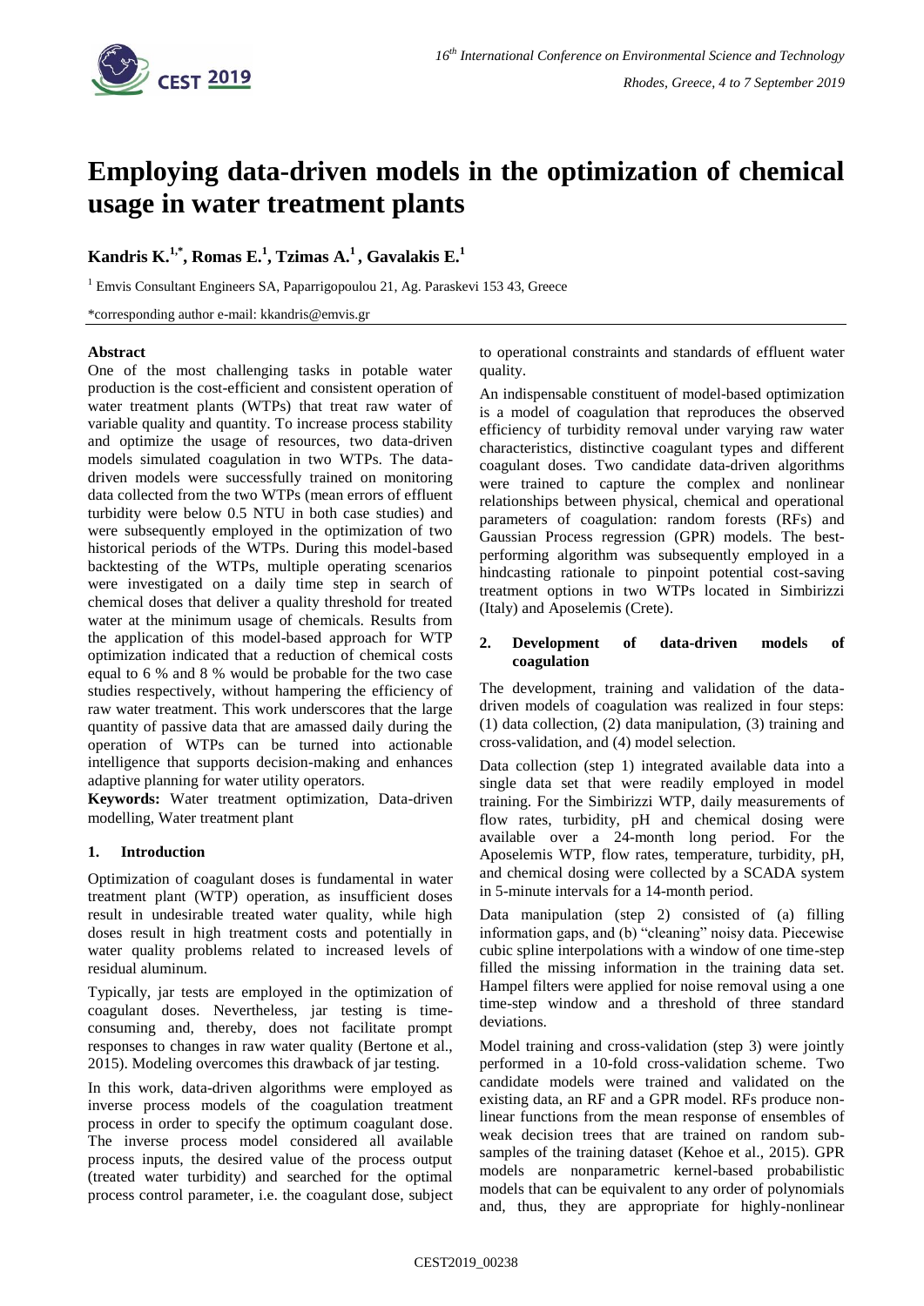# Employing data-driven models in the optimization of chemical usage in water treatment plants

**Kandris K.[1,*], Romas E.[1], Tzimas A.[1], Gavalakis E.[1]**

[1] Emvis Consultant Engineers SA, Paparrigopoulou 21, Ag. Paraskevi 153 43, Greece

*corresponding author e-mail: kkandris@emvis.gr

### Abstract

One of the most challenging tasks in potable water production is the cost-efficient and consistent operation of water treatment plants (WTPs) that treat raw water of variable quality and quantity. To increase process stability and optimize the usage of resources, two data-driven models simulated coagulation in two WTPs. The data-driven models were successfully trained on monitoring data collected from the two WTPs (mean errors of effluent turbidity were below 0.5 NTU in both case studies) and were subsequently employed in the optimization of two historical periods of the WTPs. During this model-based backtesting of the WTPs, multiple operating scenarios were investigated on a daily time step in search of chemical doses that deliver a quality threshold for treated water at the minimum usage of chemicals. Results from the application of this model-based approach for WTP optimization indicated that a reduction of chemical costs equal to 6 % and 8 % would be probable for the two case studies respectively, without hampering the efficiency of raw water treatment. This work underscores that the large quantity of passive data that are amassed daily during the operation of WTPs can be turned into actionable intelligence that supports decision-making and enhances adaptive planning for water utility operators.

**Keywords:** Water treatment optimization, Data-driven modelling, Water treatment plant

## 1. Introduction

Optimization of coagulant doses is fundamental in water treatment plant (WTP) operation, as insufficient doses result in undesirable treated water quality, while high doses result in high treatment costs and potentially in water quality problems related to increased levels of residual aluminum.

Typically, jar tests are employed in the optimization of coagulant doses. Nevertheless, jar testing is time-consuming and, thereby, does not facilitate prompt responses to changes in raw water quality (Bertone et al., 2015). Modeling overcomes this drawback of jar testing.

In this work, data-driven algorithms were employed as inverse process models of the coagulation treatment process in order to specify the optimum coagulant dose. The inverse process model considered all available process inputs, the desired value of the process output (treated water turbidity) and searched for the optimal process control parameter, i.e. the coagulant dose, subject to operational constraints and standards of effluent water quality.

An indispensable constituent of model-based optimization is a model of coagulation that reproduces the observed efficiency of turbidity removal under varying raw water characteristics, distinctive coagulant types and different coagulant doses. Two candidate data-driven algorithms were trained to capture the complex and nonlinear relationships between physical, chemical and operational parameters of coagulation: random forests (RFs) and Gaussian Process regression (GPR) models. The best-performing algorithm was subsequently employed in a hindcasting rationale to pinpoint potential cost-saving treatment options in two WTPs located in Simbirizzi (Italy) and Aposelemis (Crete).

## 2. Development of data-driven models of coagulation

The development, training and validation of the data-driven models of coagulation was realized in four steps: (1) data collection, (2) data manipulation, (3) training and cross-validation, and (4) model selection.

Data collection (step 1) integrated available data into a single data set that were readily employed in model training. For the Simbirizzi WTP, daily measurements of flow rates, turbidity, pH and chemical dosing were available over a 24-month long period. For the Aposelemis WTP, flow rates, temperature, turbidity, pH, and chemical dosing were collected by a SCADA system in 5-minute intervals for a 14-month period.

Data manipulation (step 2) consisted of (a) filling information gaps, and (b) "cleaning" noisy data. Piecewise cubic spline interpolations with a window of one time-step filled the missing information in the training data set. Hampel filters were applied for noise removal using a one time-step window and a threshold of three standard deviations.

Model training and cross-validation (step 3) were jointly performed in a 10-fold cross-validation scheme. Two candidate models were trained and validated on the existing data, an RF and a GPR model. RFs produce non-linear functions from the mean response of ensembles of weak decision trees that are trained on random sub-samples of the training dataset (Kehoe et al., 2015). GPR models are nonparametric kernel-based probabilistic models that can be equivalent to any order of polynomials and, thus, they are appropriate for highly-nonlinear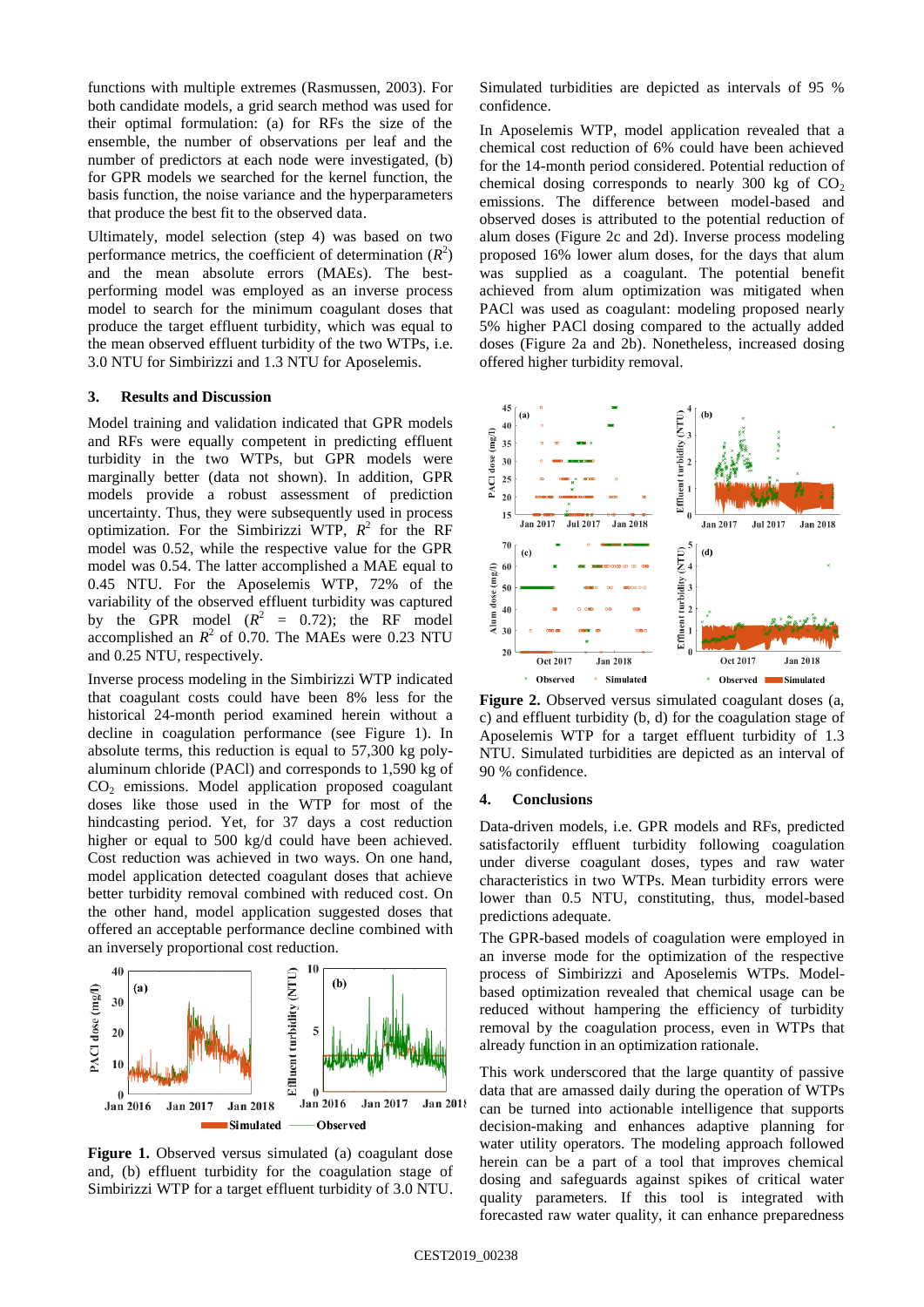functions with multiple extremes (Rasmussen, 2003). For both candidate models, a grid search method was used for their optimal formulation: (a) for RFs the size of the ensemble, the number of observations per leaf and the number of predictors at each node were investigated, (b) for GPR models we searched for the kernel function, the basis function, the noise variance and the hyperparameters that produce the best fit to the observed data.

Ultimately, model selection (step 4) was based on two performance metrics, the coefficient of determination ($R^2$) and the mean absolute errors (MAEs). The best-performing model was employed as an inverse process model to search for the minimum coagulant doses that produce the target effluent turbidity, which was equal to the mean observed effluent turbidity of the two WTPs, i.e. 3.0 NTU for Simbirizzi and 1.3 NTU for Aposelemis.

## 3. Results and Discussion

Model training and validation indicated that GPR models and RFs were equally competent in predicting effluent turbidity in the two WTPs, but GPR models were marginally better (data not shown). In addition, GPR models provide a robust assessment of prediction uncertainty. Thus, they were subsequently used in process optimization. For the Simbirizzi WTP, $R^2$ for the RF model was 0.52, while the respective value for the GPR model was 0.54. The latter accomplished a MAE equal to 0.45 NTU. For the Aposelemis WTP, 72% of the variability of the observed effluent turbidity was captured by the GPR model ($R^2$ = 0.72); the RF model accomplished an $R^2$ of 0.70. The MAEs were 0.23 NTU and 0.25 NTU, respectively.

Inverse process modeling in the Simbirizzi WTP indicated that coagulant costs could have been 8% less for the historical 24-month period examined herein without a decline in coagulation performance (see Figure 1). In absolute terms, this reduction is equal to 57,300 kg polyaluminum chloride (PACl) and corresponds to 1,590 kg of $CO_2$ emissions. Model application proposed coagulant doses like those used in the WTP for most of the hindcasting period. Yet, for 37 days a cost reduction higher or equal to 500 kg/d could have been achieved. Cost reduction was achieved in two ways. On one hand, model application detected coagulant doses that achieve better turbidity removal combined with reduced cost. On the other hand, model application suggested doses that offered an acceptable performance decline combined with an inversely proportional cost reduction.

**Figure 1.** Observed versus simulated (a) coagulant dose and, (b) effluent turbidity for the coagulation stage of Simbirizzi WTP for a target effluent turbidity of 3.0 NTU. Simulated turbidities are depicted as intervals of 95 % confidence.

In Aposelemis WTP, model application revealed that a chemical cost reduction of 6% could have been achieved for the 14-month period considered. Potential reduction of chemical dosing corresponds to nearly 300 kg of $CO_2$ emissions. The difference between model-based and observed doses is attributed to the potential reduction of alum doses (Figure 2c and 2d). Inverse process modeling proposed 16% lower alum doses, for the days that alum was supplied as a coagulant. The potential benefit achieved from alum optimization was mitigated when PACl was used as coagulant: modeling proposed nearly 5% higher PACl dosing compared to the actually added doses (Figure 2a and 2b). Nonetheless, increased dosing offered higher turbidity removal.

**Figure 2.** Observed versus simulated coagulant doses (a, c) and effluent turbidity (b, d) for the coagulation stage of Aposelemis WTP for a target effluent turbidity of 1.3 NTU. Simulated turbidities are depicted as an interval of 90 % confidence.

## 4. Conclusions

Data-driven models, i.e. GPR models and RFs, predicted satisfactorily effluent turbidity following coagulation under diverse coagulant doses, types and raw water characteristics in two WTPs. Mean turbidity errors were lower than 0.5 NTU, constituting, thus, model-based predictions adequate.

The GPR-based models of coagulation were employed in an inverse mode for the optimization of the respective process of Simbirizzi and Aposelemis WTPs. Model-based optimization revealed that chemical usage can be reduced without hampering the efficiency of turbidity removal by the coagulation process, even in WTPs that already function in an optimization rationale.

This work underscored that the large quantity of passive data that are amassed daily during the operation of WTPs can be turned into actionable intelligence that supports decision-making and enhances adaptive planning for water utility operators. The modeling approach followed herein can be a part of a tool that improves chemical dosing and safeguards against spikes of critical water quality parameters. If this tool is integrated with forecasted raw water quality, it can enhance preparedness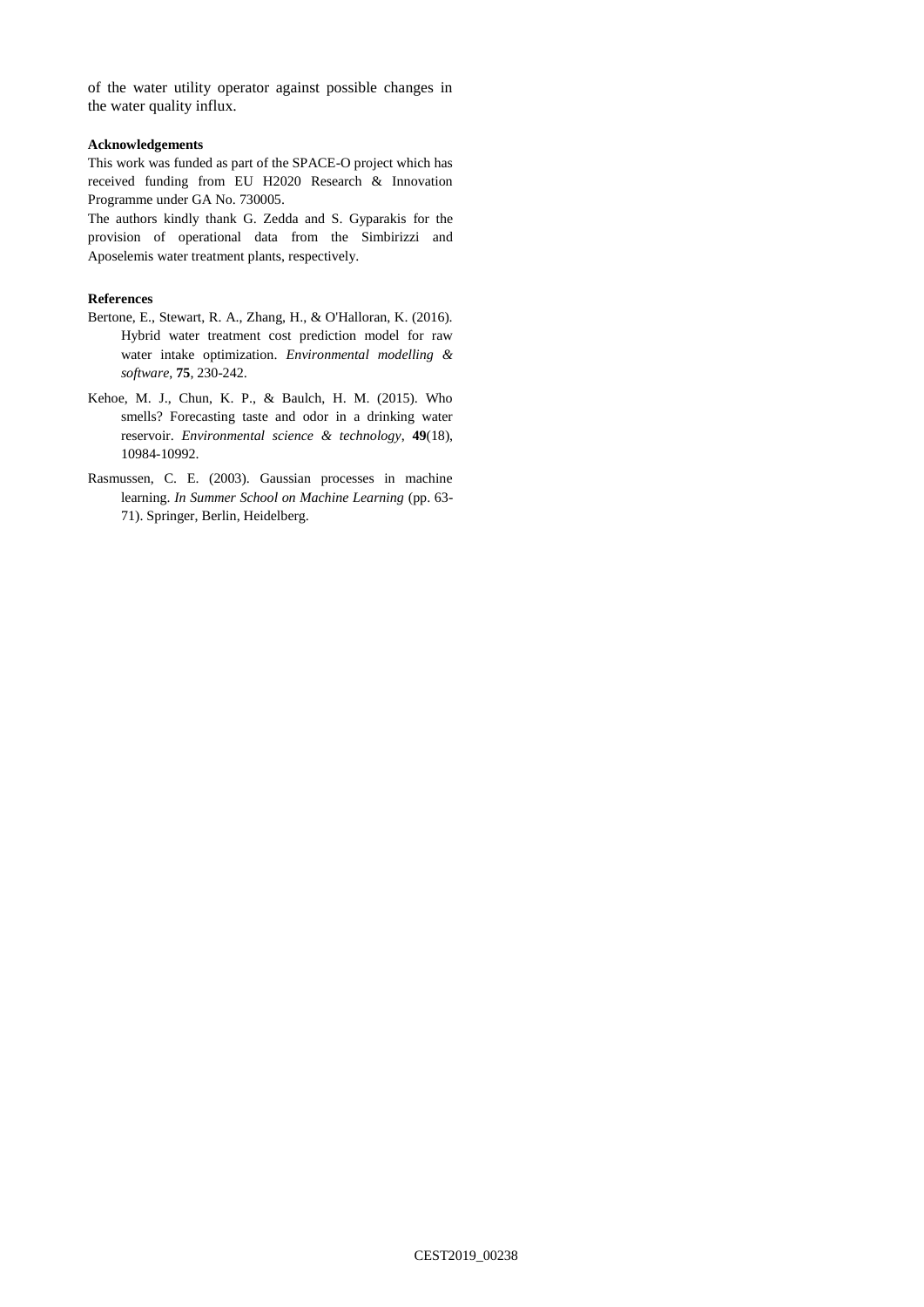of the water utility operator against possible changes in the water quality influx.

**Acknowledgements**

This work was funded as part of the SPACE-O project which has received funding from EU H2020 Research & Innovation Programme under GA No. 730005.

The authors kindly thank G. Zedda and S. Gyparakis for the provision of operational data from the Simbirizzi and Aposelemis water treatment plants, respectively.

**References**

Bertone, E., Stewart, R. A., Zhang, H., & O'Halloran, K. (2016). Hybrid water treatment cost prediction model for raw water intake optimization. *Environmental modelling & software*, **75**, 230-242.

Kehoe, M. J., Chun, K. P., & Baulch, H. M. (2015). Who smells? Forecasting taste and odor in a drinking water reservoir. *Environmental science & technology*, **49**(18), 10984-10992.

Rasmussen, C. E. (2003). Gaussian processes in machine learning. *In Summer School on Machine Learning* (pp. 63-71). Springer, Berlin, Heidelberg.